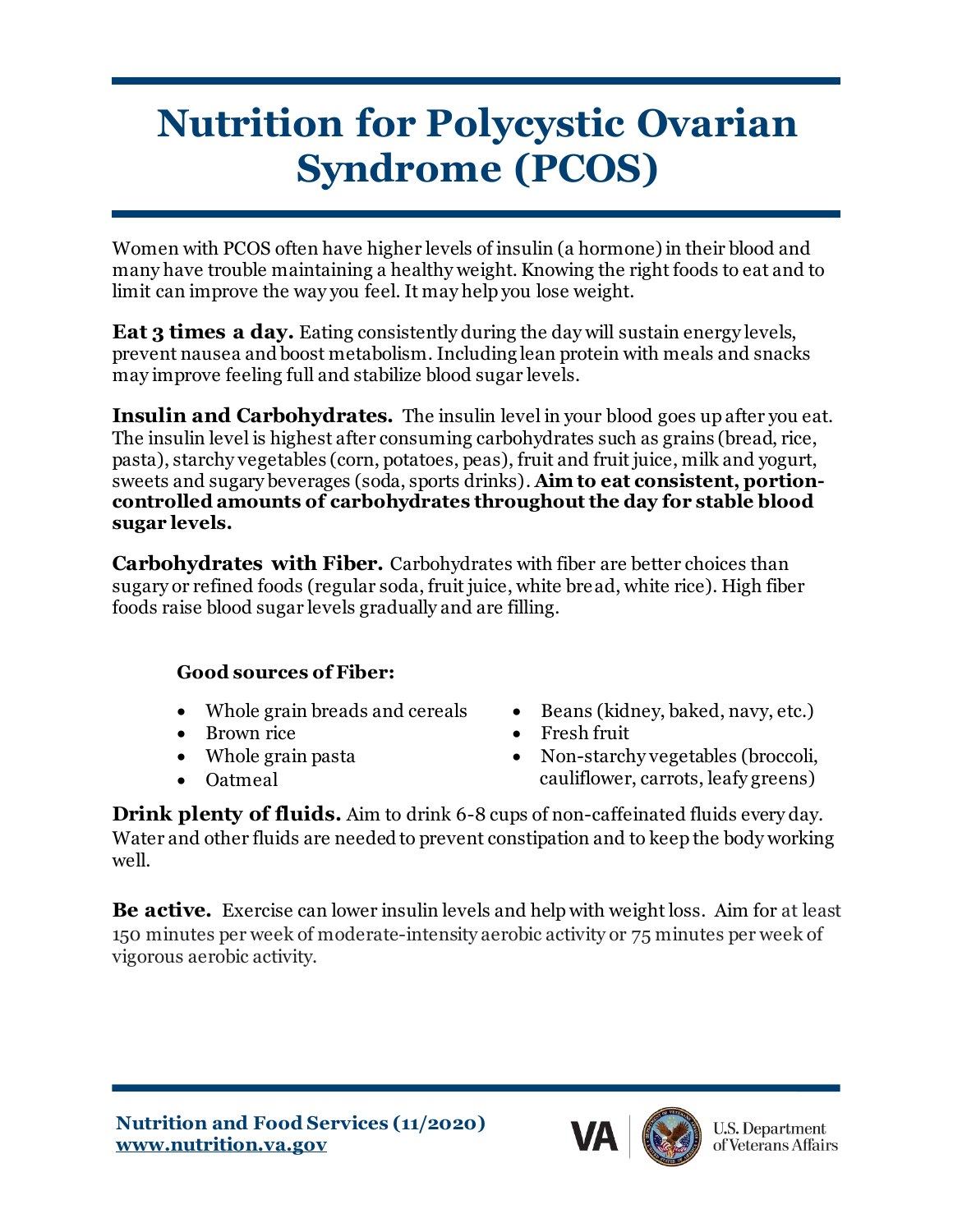# Nutrition for Polycystic Ovarian Syndrome (PCOS)

Women with PCOS often have higher levels of insulin (a hormone) in their blood and many have trouble maintaining a healthy weight. Knowing the right foods to eat and to limit can improve the way you feel. It may help you lose weight.

**Eat 3 times a day.** Eating consistently during the day will sustain energy levels, prevent nausea and boost metabolism. Including lean protein with meals and snacks may improve feeling full and stabilize blood sugar levels.

**Insulin and Carbohydrates.** The insulin level in your blood goes up after you eat. The insulin level is highest after consuming carbohydrates such as grains (bread, rice, pasta), starchy vegetables (corn, potatoes, peas), fruit and fruit juice, milk and yogurt, sweets and sugary beverages (soda, sports drinks). **Aim to eat consistent, portion-controlled amounts of carbohydrates throughout the day for stable blood sugar levels.**

**Carbohydrates with Fiber.** Carbohydrates with fiber are better choices than sugary or refined foods (regular soda, fruit juice, white bread, white rice). High fiber foods raise blood sugar levels gradually and are filling.

**Good sources of Fiber:**

- Whole grain breads and cereals
- Brown rice
- Whole grain pasta
- Oatmeal
- Beans (kidney, baked, navy, etc.)
- Fresh fruit
- Non-starchy vegetables (broccoli, cauliflower, carrots, leafy greens)

**Drink plenty of fluids.** Aim to drink 6-8 cups of non-caffeinated fluids every day. Water and other fluids are needed to prevent constipation and to keep the body working well.

**Be active.** Exercise can lower insulin levels and help with weight loss. Aim for at least 150 minutes per week of moderate-intensity aerobic activity or 75 minutes per week of vigorous aerobic activity.

**Nutrition and Food Services (11/2020)**
**www.nutrition.va.gov**

U.S. Department of Veterans Affairs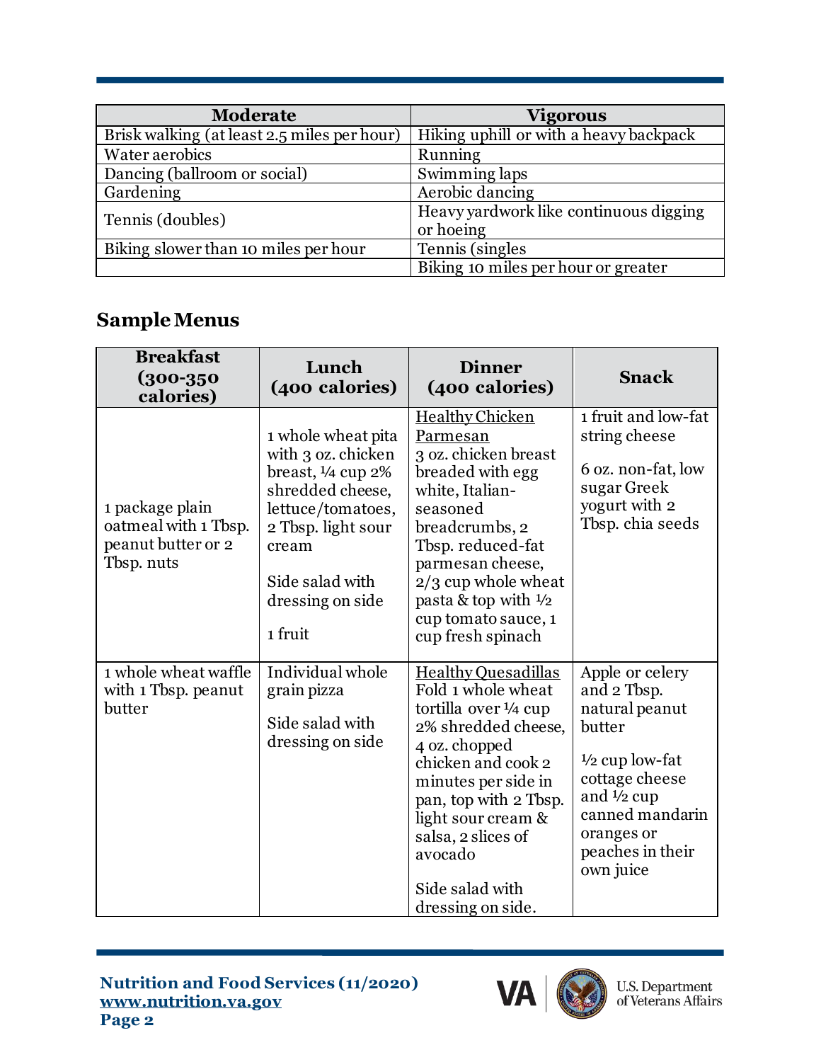| Moderate | Vigorous |
|---|---|
| Brisk walking (at least 2.5 miles per hour) | Hiking uphill or with a heavy backpack |
| Water aerobics | Running |
| Dancing (ballroom or social) | Swimming laps |
| Gardening | Aerobic dancing |
| Tennis (doubles) | Heavy yardwork like continuous digging or hoeing |
| Biking slower than 10 miles per hour | Tennis (singles |
| | Biking 10 miles per hour or greater |

## Sample Menus

| Breakfast (300-350 calories) | Lunch (400 calories) | Dinner (400 calories) | Snack |
|---|---|---|---|
| 1 package plain oatmeal with 1 Tbsp. peanut butter or 2 Tbsp. nuts | 1 whole wheat pita with 3 oz. chicken breast, ¼ cup 2% shredded cheese, lettuce/tomatoes, 2 Tbsp. light sour cream<br><br>Side salad with dressing on side<br><br>1 fruit | <u>Healthy Chicken Parmesan</u><br>3 oz. chicken breast breaded with egg white, Italian-seasoned breadcrumbs, 2 Tbsp. reduced-fat parmesan cheese, 2/3 cup whole wheat pasta & top with ½ cup tomato sauce, 1 cup fresh spinach | 1 fruit and low-fat string cheese<br><br>6 oz. non-fat, low sugar Greek yogurt with 2 Tbsp. chia seeds |
| 1 whole wheat waffle with 1 Tbsp. peanut butter | Individual whole grain pizza<br><br>Side salad with dressing on side | <u>Healthy Quesadillas</u><br>Fold 1 whole wheat tortilla over ¼ cup 2% shredded cheese, 4 oz. chopped chicken and cook 2 minutes per side in pan, top with 2 Tbsp. light sour cream & salsa, 2 slices of avocado<br><br>Side salad with dressing on side. | Apple or celery and 2 Tbsp. natural peanut butter<br><br>½ cup low-fat cottage cheese and ½ cup canned mandarin oranges or peaches in their own juice |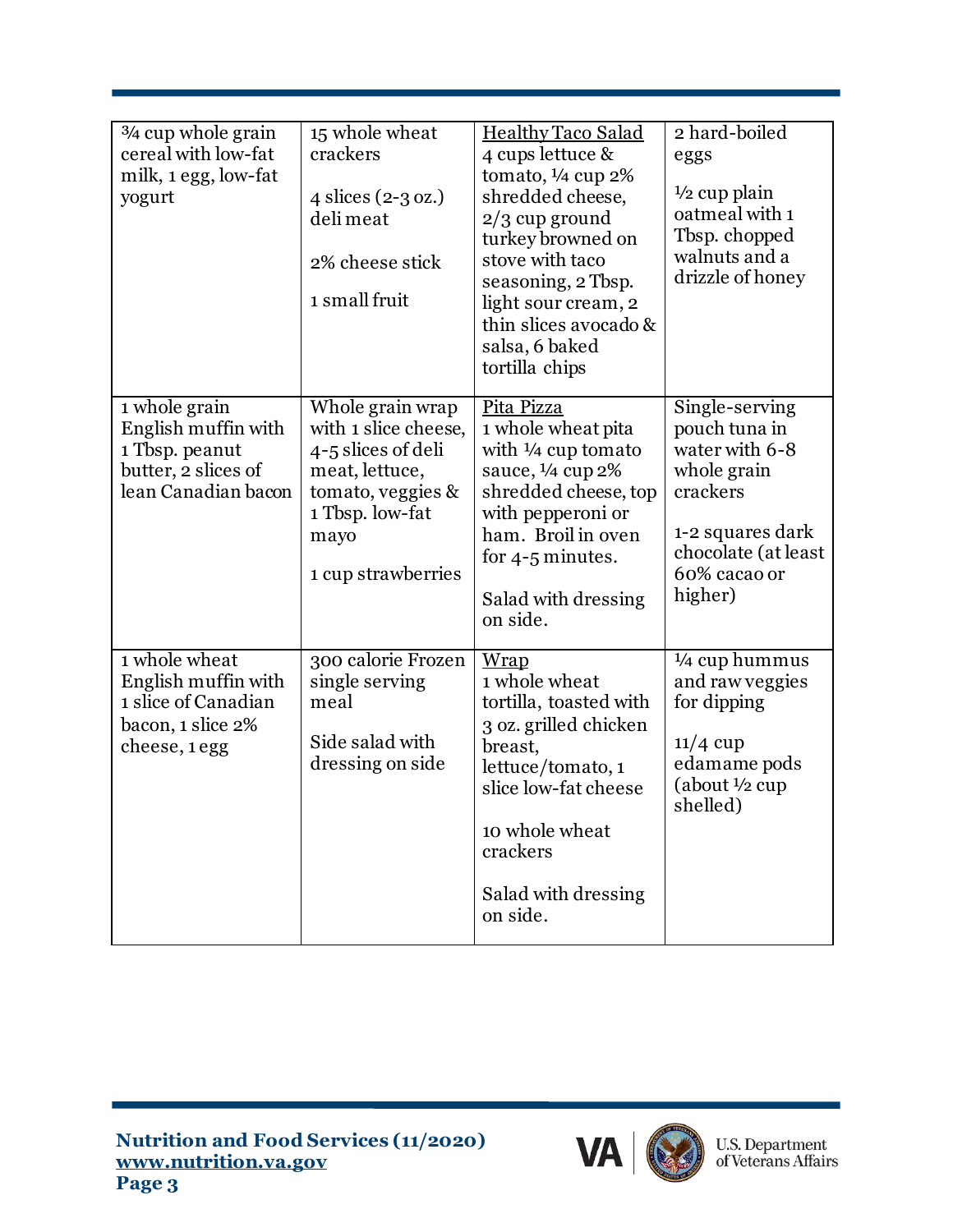| | | | |
|---|---|---|---|
| ¾ cup whole grain cereal with low-fat milk, 1 egg, low-fat yogurt | 15 whole wheat crackers<br><br>4 slices (2-3 oz.) deli meat<br><br>2% cheese stick<br><br>1 small fruit | <u>Healthy Taco Salad</u><br>4 cups lettuce & tomato, ¼ cup 2% shredded cheese, 2/3 cup ground turkey browned on stove with taco seasoning, 2 Tbsp. light sour cream, 2 thin slices avocado & salsa, 6 baked tortilla chips | 2 hard-boiled eggs<br><br>½ cup plain oatmeal with 1 Tbsp. chopped walnuts and a drizzle of honey |
| 1 whole grain English muffin with 1 Tbsp. peanut butter, 2 slices of lean Canadian bacon | Whole grain wrap with 1 slice cheese, 4-5 slices of deli meat, lettuce, tomato, veggies & 1 Tbsp. low-fat mayo<br><br>1 cup strawberries | <u>Pita Pizza</u><br>1 whole wheat pita with ¼ cup tomato sauce, ¼ cup 2% shredded cheese, top with pepperoni or ham. Broil in oven for 4-5 minutes.<br><br>Salad with dressing on side. | Single-serving pouch tuna in water with 6-8 whole grain crackers<br><br>1-2 squares dark chocolate (at least 60% cacao or higher) |
| 1 whole wheat English muffin with 1 slice of Canadian bacon, 1 slice 2% cheese, 1 egg | 300 calorie Frozen single serving meal<br><br>Side salad with dressing on side | <u>Wrap</u><br>1 whole wheat tortilla, toasted with 3 oz. grilled chicken breast, lettuce/tomato, 1 slice low-fat cheese<br><br>10 whole wheat crackers<br><br>Salad with dressing on side. | ¼ cup hummus and raw veggies for dipping<br><br>11/4 cup edamame pods (about ½ cup shelled) |

**Nutrition and Food Services (11/2020)**
**[www.nutrition.va.gov](http://www.nutrition.va.gov)**